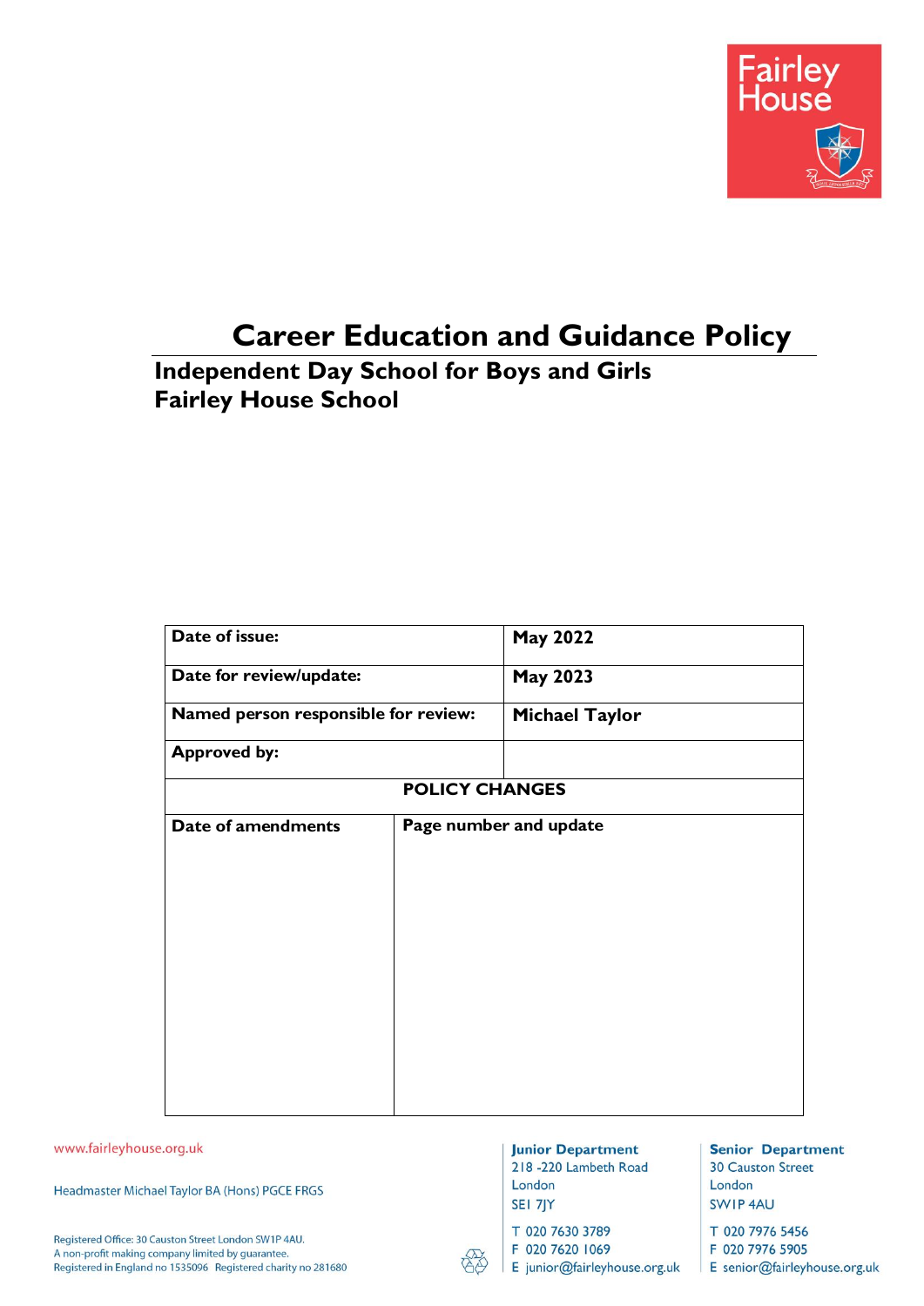# Career Education and Guidance Policy

## Independent Day School for Boys and Girls
## Fairley House School

| Date of issue: | May 2022 |
|---|---|
| Date for review/update: | May 2023 |
| Named person responsible for review: | Michael Taylor |
| Approved by: | |

| POLICY CHANGES | |
|---|---|
| **Date of amendments** | **Page number and update** |
| | |

www.fairleyhouse.org.uk

Headmaster Michael Taylor BA (Hons) PGCE FRGS

Registered Office: 30 Causton Street London SW1P 4AU.
A non-profit making company limited by guarantee.
Registered in England no 1535096 Registered charity no 281680

**Junior Department**
218 -220 Lambeth Road
London
SE1 7JY
T 020 7630 3789
F 020 7620 1069
E junior@fairleyhouse.org.uk

**Senior Department**
30 Causton Street
London
SW1P 4AU
T 020 7976 5456
F 020 7976 5905
E senior@fairleyhouse.org.uk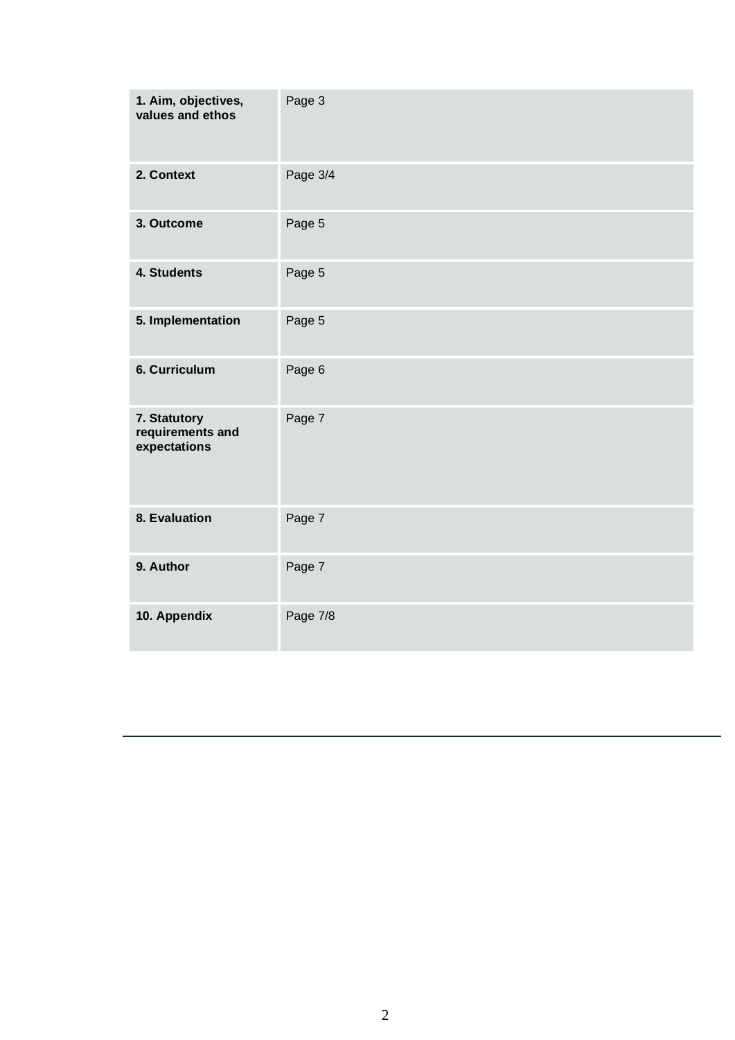| **1. Aim, objectives, values and ethos** | Page 3 |
|---|---|
| **2. Context** | Page 3/4 |
| **3. Outcome** | Page 5 |
| **4. Students** | Page 5 |
| **5. Implementation** | Page 5 |
| **6. Curriculum** | Page 6 |
| **7. Statutory requirements and expectations** | Page 7 |
| **8. Evaluation** | Page 7 |
| **9. Author** | Page 7 |
| **10. Appendix** | Page 7/8 |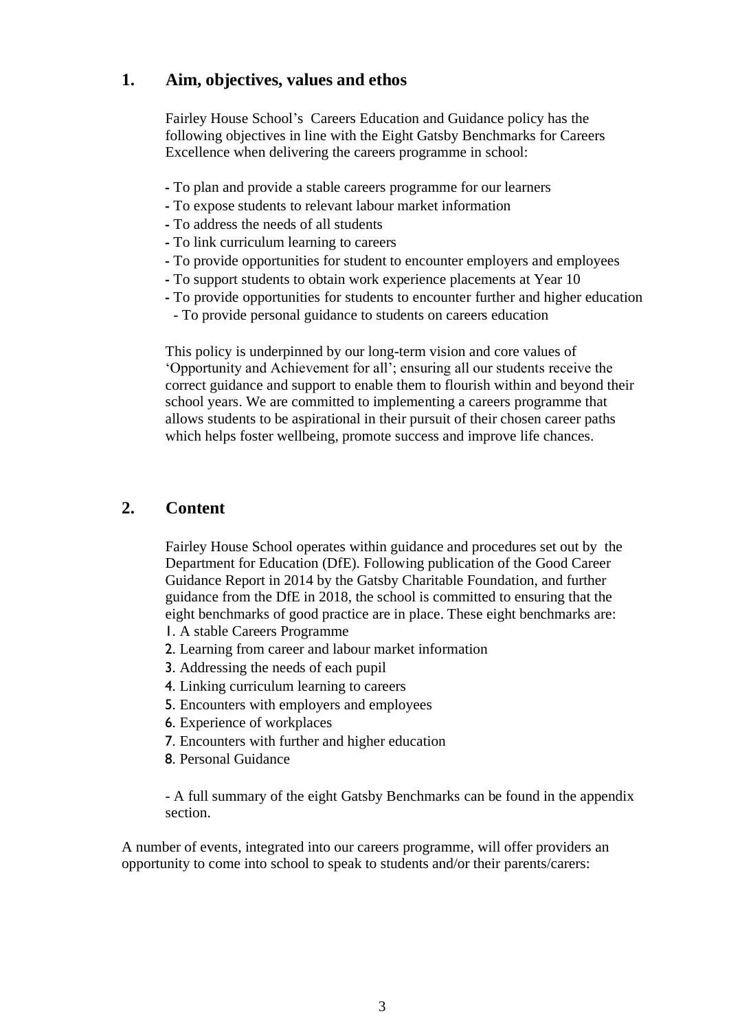## 1. Aim, objectives, values and ethos

Fairley House School's Careers Education and Guidance policy has the following objectives in line with the Eight Gatsby Benchmarks for Careers Excellence when delivering the careers programme in school:

- To plan and provide a stable careers programme for our learners
- To expose students to relevant labour market information
- To address the needs of all students
- To link curriculum learning to careers
- To provide opportunities for student to encounter employers and employees
- To support students to obtain work experience placements at Year 10
- To provide opportunities for students to encounter further and higher education
- To provide personal guidance to students on careers education

This policy is underpinned by our long-term vision and core values of 'Opportunity and Achievement for all'; ensuring all our students receive the correct guidance and support to enable them to flourish within and beyond their school years. We are committed to implementing a careers programme that allows students to be aspirational in their pursuit of their chosen career paths which helps foster wellbeing, promote success and improve life chances.

## 2. Content

Fairley House School operates within guidance and procedures set out by the Department for Education (DfE). Following publication of the Good Career Guidance Report in 2014 by the Gatsby Charitable Foundation, and further guidance from the DfE in 2018, the school is committed to ensuring that the eight benchmarks of good practice are in place. These eight benchmarks are:

1. A stable Careers Programme
2. Learning from career and labour market information
3. Addressing the needs of each pupil
4. Linking curriculum learning to careers
5. Encounters with employers and employees
6. Experience of workplaces
7. Encounters with further and higher education
8. Personal Guidance

- A full summary of the eight Gatsby Benchmarks can be found in the appendix section.

A number of events, integrated into our careers programme, will offer providers an opportunity to come into school to speak to students and/or their parents/carers: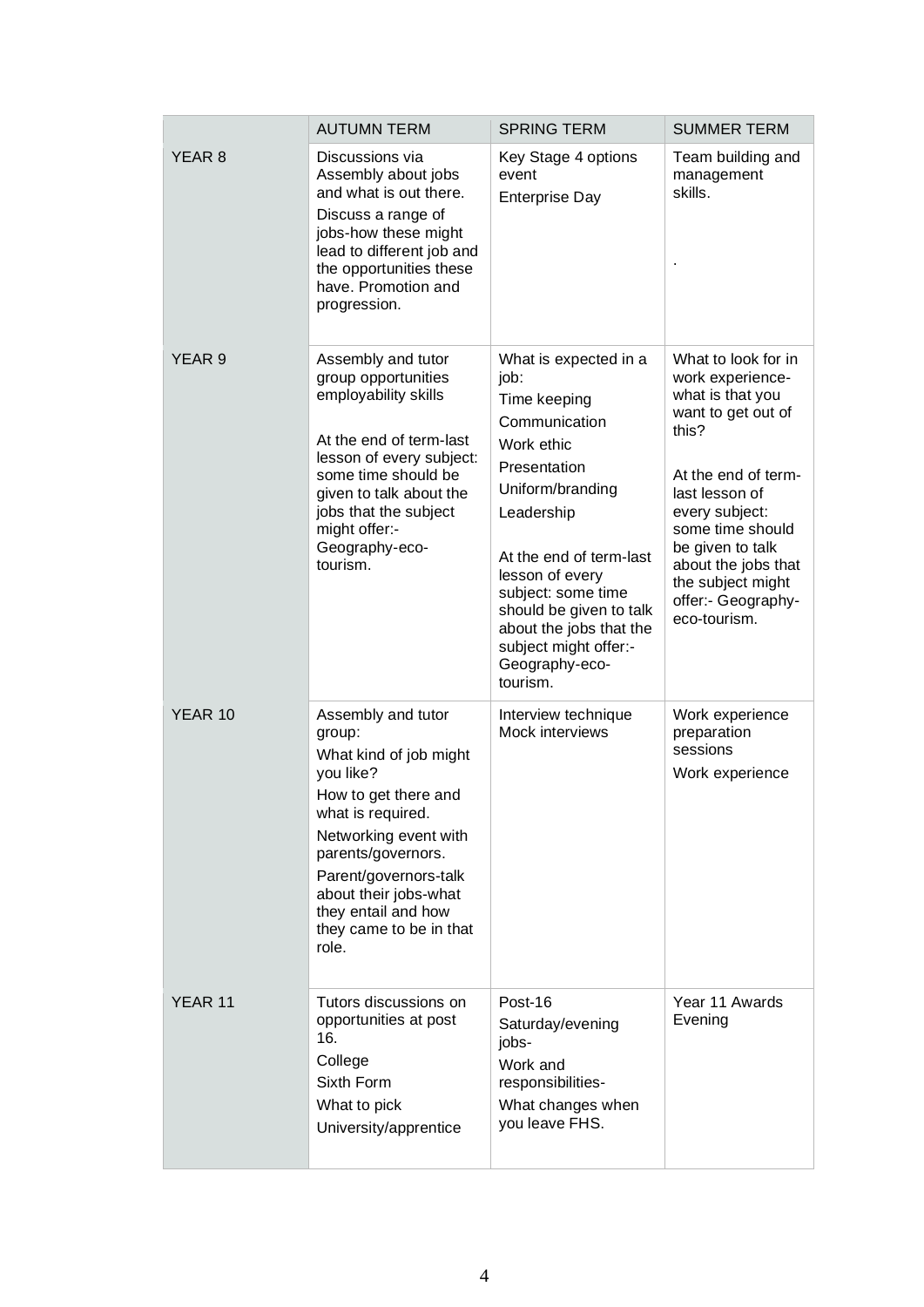| | AUTUMN TERM | SPRING TERM | SUMMER TERM |
|---|---|---|---|
| YEAR 8 | Discussions via Assembly about jobs and what is out there.<br>Discuss a range of jobs-how these might lead to different job and the opportunities these have. Promotion and progression. | Key Stage 4 options event<br>Enterprise Day | Team building and management skills.<br><br>. |
| YEAR 9 | Assembly and tutor group opportunities employability skills<br><br>At the end of term-last lesson of every subject: some time should be given to talk about the jobs that the subject might offer:- Geography-eco-tourism. | What is expected in a job:<br>Time keeping<br>Communication<br>Work ethic<br>Presentation<br>Uniform/branding<br>Leadership<br><br>At the end of term-last lesson of every subject: some time should be given to talk about the jobs that the subject might offer:- Geography-eco-tourism. | What to look for in work experience-what is that you want to get out of this?<br><br>At the end of term-last lesson of every subject: some time should be given to talk about the jobs that the subject might offer:- Geography-eco-tourism. |
| YEAR 10 | Assembly and tutor group:<br>What kind of job might you like?<br>How to get there and what is required.<br>Networking event with parents/governors.<br>Parent/governors-talk about their jobs-what they entail and how they came to be in that role. | Interview technique Mock interviews | Work experience preparation sessions<br>Work experience |
| YEAR 11 | Tutors discussions on opportunities at post 16.<br>College<br>Sixth Form<br>What to pick<br>University/apprentice | Post-16<br>Saturday/evening jobs-<br>Work and responsibilities-<br>What changes when you leave FHS. | Year 11 Awards Evening |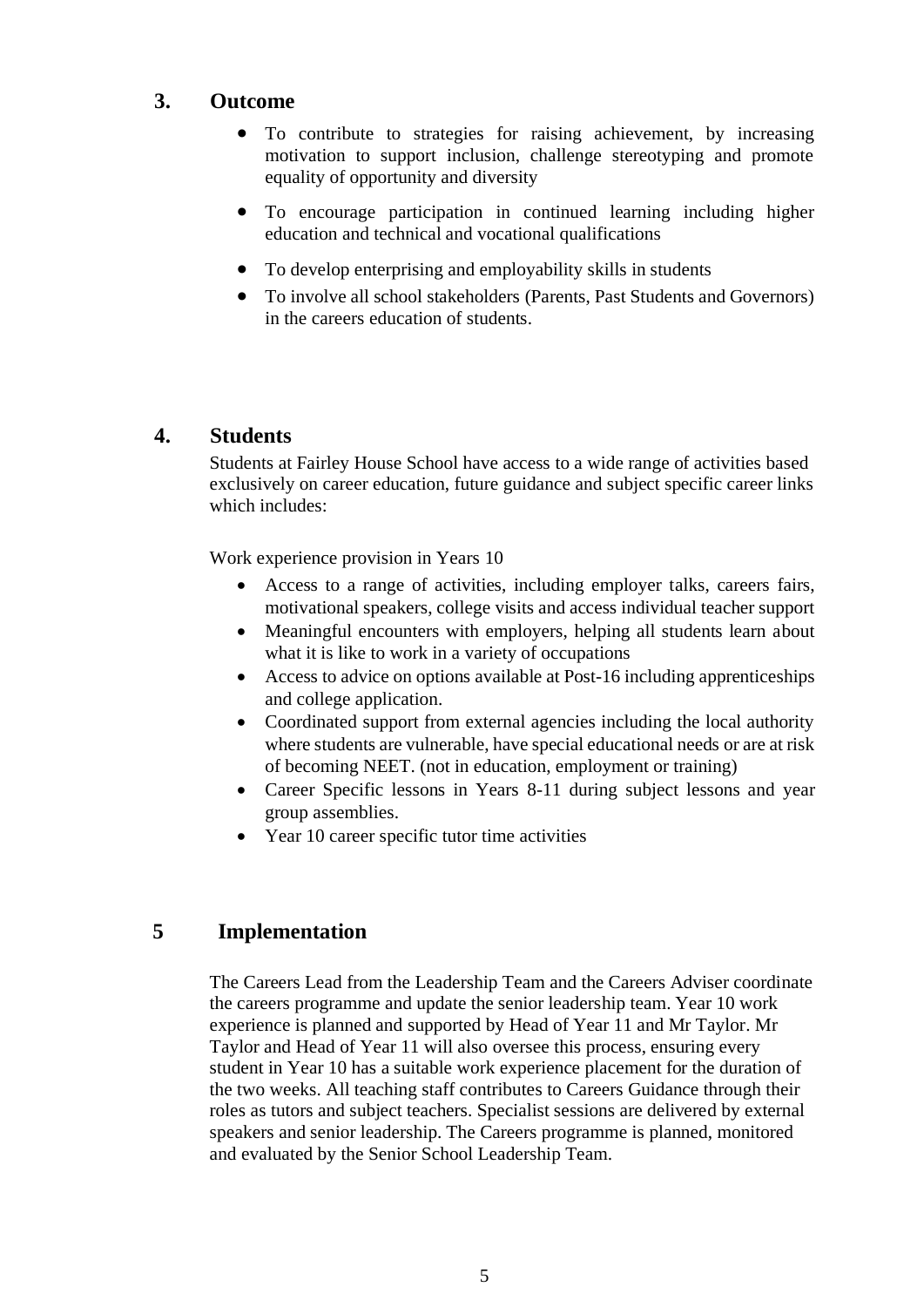## 3. Outcome

- To contribute to strategies for raising achievement, by increasing motivation to support inclusion, challenge stereotyping and promote equality of opportunity and diversity
- To encourage participation in continued learning including higher education and technical and vocational qualifications
- To develop enterprising and employability skills in students
- To involve all school stakeholders (Parents, Past Students and Governors) in the careers education of students.

## 4. Students

Students at Fairley House School have access to a wide range of activities based exclusively on career education, future guidance and subject specific career links which includes:

Work experience provision in Years 10

- Access to a range of activities, including employer talks, careers fairs, motivational speakers, college visits and access individual teacher support
- Meaningful encounters with employers, helping all students learn about what it is like to work in a variety of occupations
- Access to advice on options available at Post-16 including apprenticeships and college application.
- Coordinated support from external agencies including the local authority where students are vulnerable, have special educational needs or are at risk of becoming NEET. (not in education, employment or training)
- Career Specific lessons in Years 8-11 during subject lessons and year group assemblies.
- Year 10 career specific tutor time activities

## 5 Implementation

The Careers Lead from the Leadership Team and the Careers Adviser coordinate the careers programme and update the senior leadership team. Year 10 work experience is planned and supported by Head of Year 11 and Mr Taylor. Mr Taylor and Head of Year 11 will also oversee this process, ensuring every student in Year 10 has a suitable work experience placement for the duration of the two weeks. All teaching staff contributes to Careers Guidance through their roles as tutors and subject teachers. Specialist sessions are delivered by external speakers and senior leadership. The Careers programme is planned, monitored and evaluated by the Senior School Leadership Team.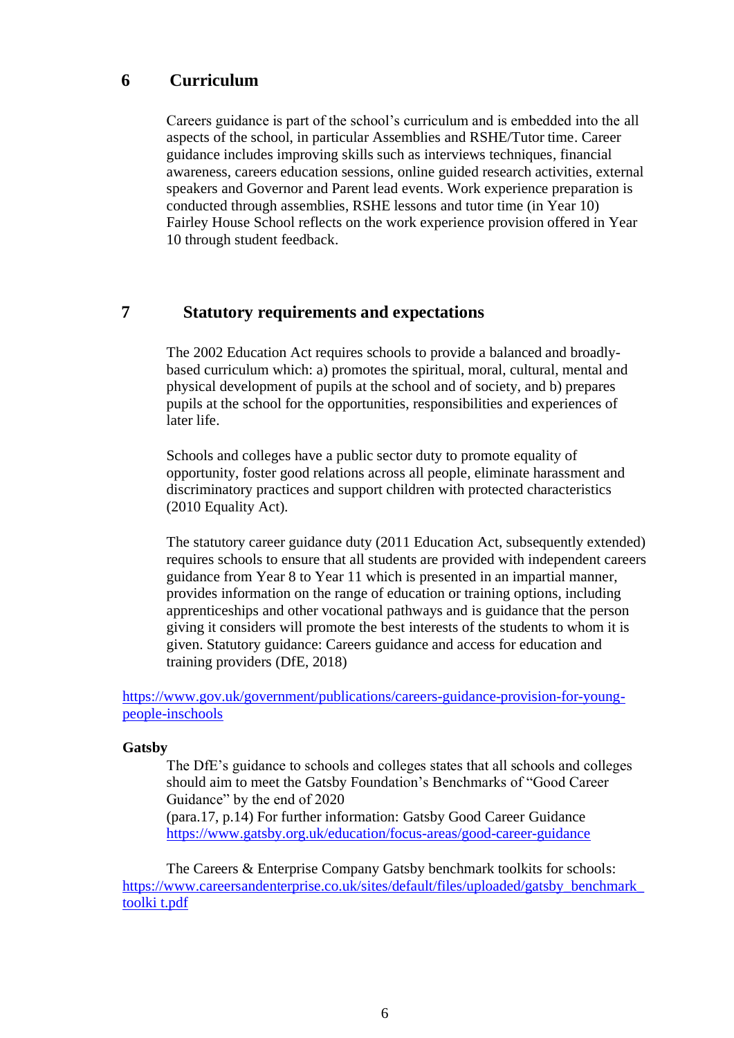## 6 Curriculum

Careers guidance is part of the school's curriculum and is embedded into the all aspects of the school, in particular Assemblies and RSHE/Tutor time. Career guidance includes improving skills such as interviews techniques, financial awareness, careers education sessions, online guided research activities, external speakers and Governor and Parent lead events. Work experience preparation is conducted through assemblies, RSHE lessons and tutor time (in Year 10) Fairley House School reflects on the work experience provision offered in Year 10 through student feedback.

## 7 Statutory requirements and expectations

The 2002 Education Act requires schools to provide a balanced and broadly-based curriculum which: a) promotes the spiritual, moral, cultural, mental and physical development of pupils at the school and of society, and b) prepares pupils at the school for the opportunities, responsibilities and experiences of later life.

Schools and colleges have a public sector duty to promote equality of opportunity, foster good relations across all people, eliminate harassment and discriminatory practices and support children with protected characteristics (2010 Equality Act).

The statutory career guidance duty (2011 Education Act, subsequently extended) requires schools to ensure that all students are provided with independent careers guidance from Year 8 to Year 11 which is presented in an impartial manner, provides information on the range of education or training options, including apprenticeships and other vocational pathways and is guidance that the person giving it considers will promote the best interests of the students to whom it is given. Statutory guidance: Careers guidance and access for education and training providers (DfE, 2018)

https://www.gov.uk/government/publications/careers-guidance-provision-for-young-people-inschools

**Gatsby**

The DfE's guidance to schools and colleges states that all schools and colleges should aim to meet the Gatsby Foundation's Benchmarks of "Good Career Guidance" by the end of 2020
(para.17, p.14) For further information: Gatsby Good Career Guidance
https://www.gatsby.org.uk/education/focus-areas/good-career-guidance

The Careers & Enterprise Company Gatsby benchmark toolkits for schools:
https://www.careersandenterprise.co.uk/sites/default/files/uploaded/gatsby_benchmark_toolki t.pdf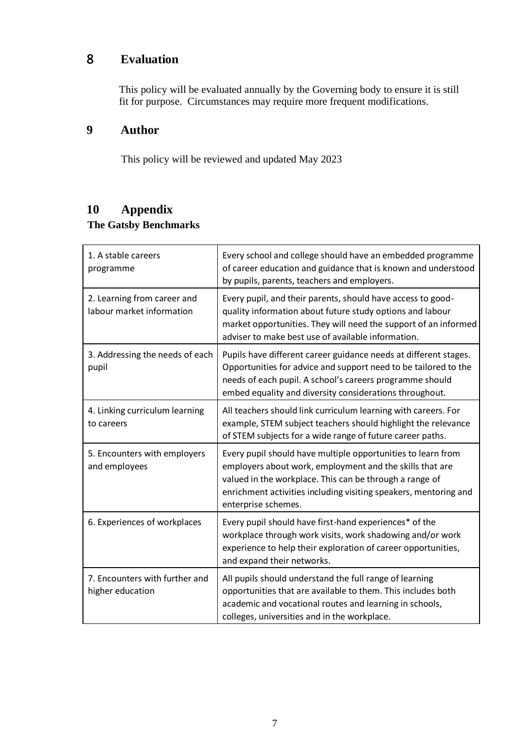## 8 Evaluation

This policy will be evaluated annually by the Governing body to ensure it is still fit for purpose. Circumstances may require more frequent modifications.

## 9 Author

This policy will be reviewed and updated May 2023

## 10 Appendix

**The Gatsby Benchmarks**

| | |
|---|---|
| 1. A stable careers programme | Every school and college should have an embedded programme of career education and guidance that is known and understood by pupils, parents, teachers and employers. |
| 2. Learning from career and labour market information | Every pupil, and their parents, should have access to good-quality information about future study options and labour market opportunities. They will need the support of an informed adviser to make best use of available information. |
| 3. Addressing the needs of each pupil | Pupils have different career guidance needs at different stages. Opportunities for advice and support need to be tailored to the needs of each pupil. A school's careers programme should embed equality and diversity considerations throughout. |
| 4. Linking curriculum learning to careers | All teachers should link curriculum learning with careers. For example, STEM subject teachers should highlight the relevance of STEM subjects for a wide range of future career paths. |
| 5. Encounters with employers and employees | Every pupil should have multiple opportunities to learn from employers about work, employment and the skills that are valued in the workplace. This can be through a range of enrichment activities including visiting speakers, mentoring and enterprise schemes. |
| 6. Experiences of workplaces | Every pupil should have first-hand experiences* of the workplace through work visits, work shadowing and/or work experience to help their exploration of career opportunities, and expand their networks. |
| 7. Encounters with further and higher education | All pupils should understand the full range of learning opportunities that are available to them. This includes both academic and vocational routes and learning in schools, colleges, universities and in the workplace. |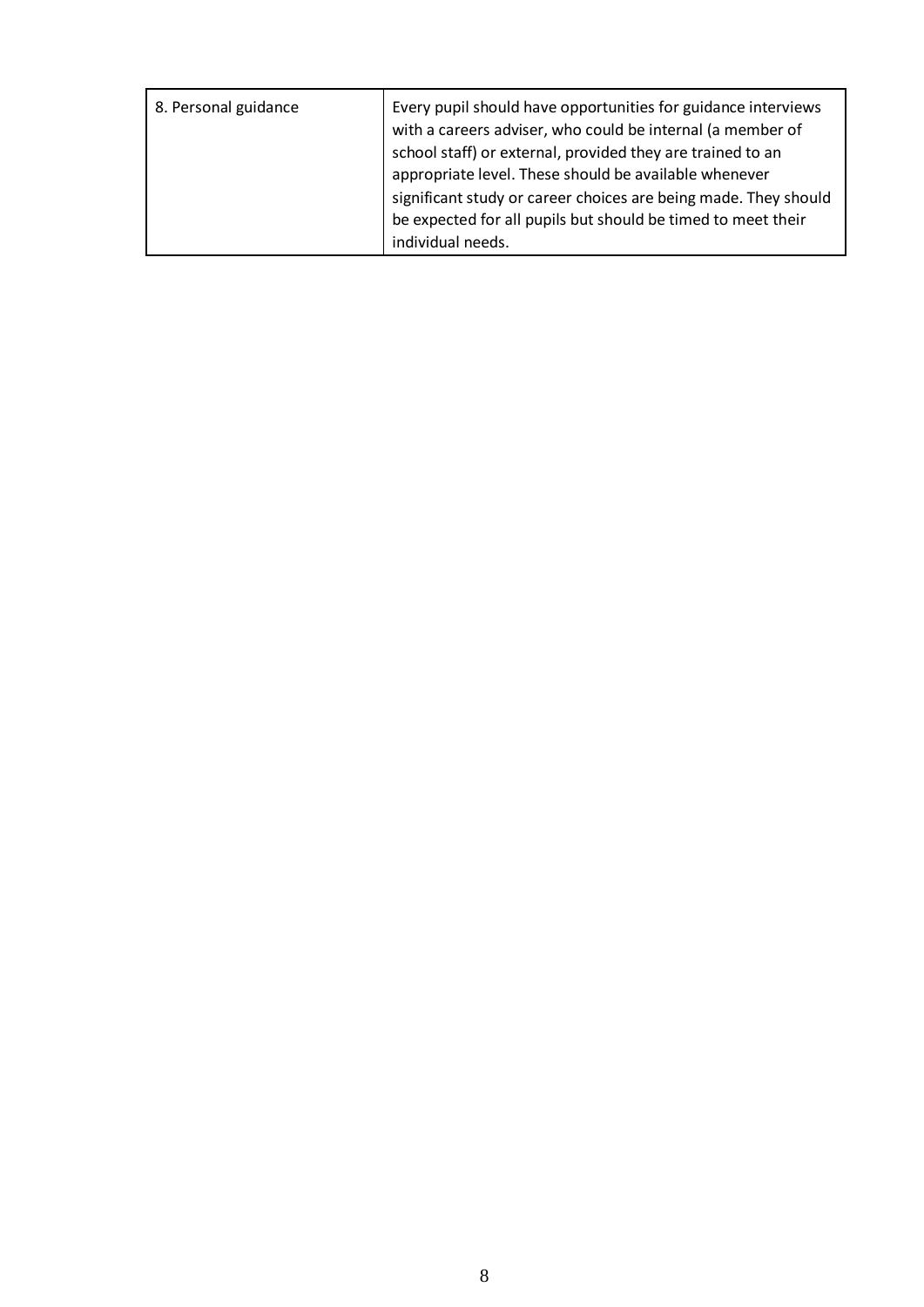| | |
|---|---|
| 8. Personal guidance | Every pupil should have opportunities for guidance interviews with a careers adviser, who could be internal (a member of school staff) or external, provided they are trained to an appropriate level. These should be available whenever significant study or career choices are being made. They should be expected for all pupils but should be timed to meet their individual needs. |